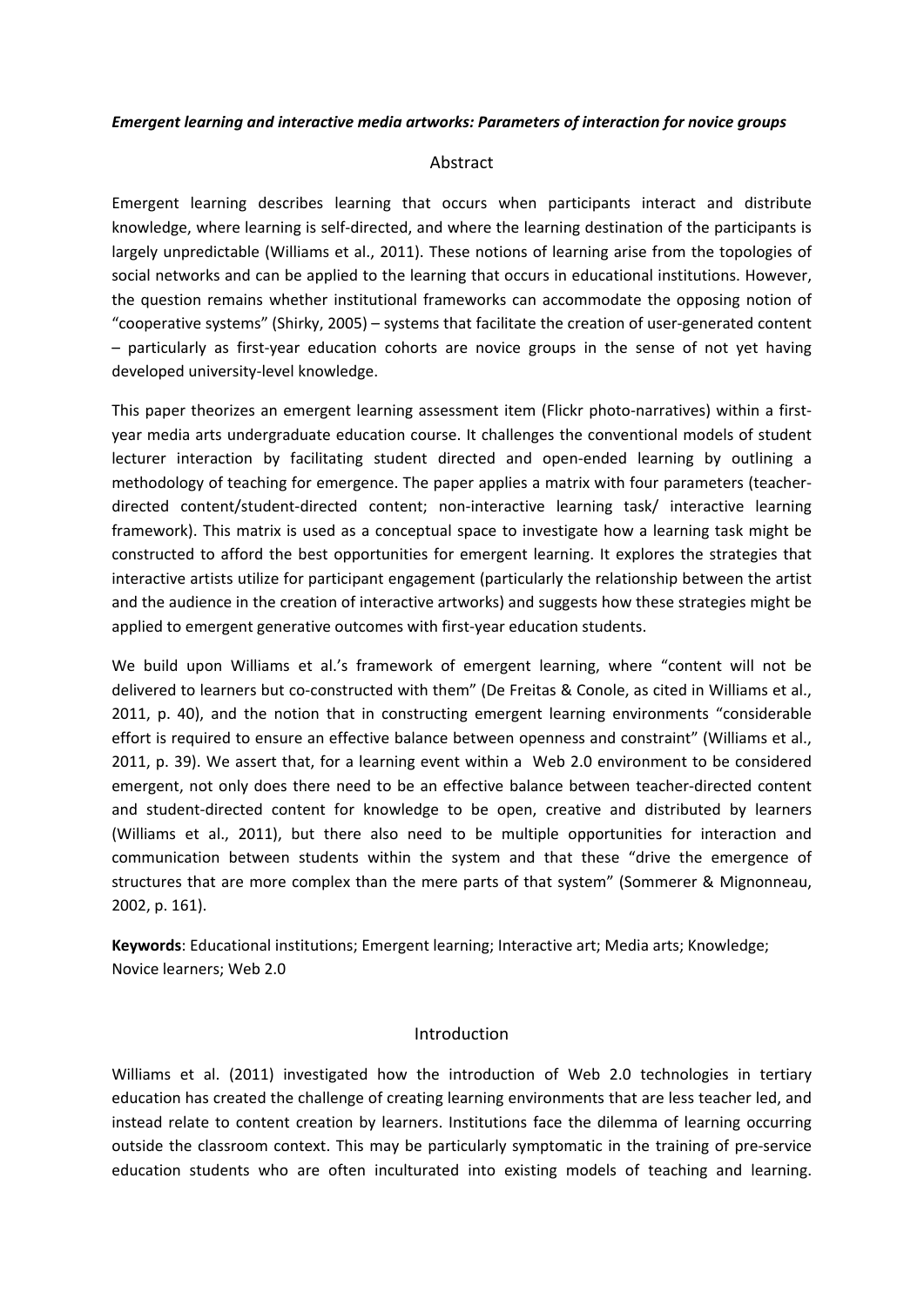***Emergent learning and interactive media artworks: Parameters of interaction for novice groups***

## Abstract

Emergent learning describes learning that occurs when participants interact and distribute knowledge, where learning is self-directed, and where the learning destination of the participants is largely unpredictable (Williams et al., 2011). These notions of learning arise from the topologies of social networks and can be applied to the learning that occurs in educational institutions. However, the question remains whether institutional frameworks can accommodate the opposing notion of "cooperative systems" (Shirky, 2005) – systems that facilitate the creation of user-generated content – particularly as first-year education cohorts are novice groups in the sense of not yet having developed university-level knowledge.

This paper theorizes an emergent learning assessment item (Flickr photo-narratives) within a first-year media arts undergraduate education course. It challenges the conventional models of student lecturer interaction by facilitating student directed and open-ended learning by outlining a methodology of teaching for emergence. The paper applies a matrix with four parameters (teacher-directed content/student-directed content; non-interactive learning task/ interactive learning framework). This matrix is used as a conceptual space to investigate how a learning task might be constructed to afford the best opportunities for emergent learning. It explores the strategies that interactive artists utilize for participant engagement (particularly the relationship between the artist and the audience in the creation of interactive artworks) and suggests how these strategies might be applied to emergent generative outcomes with first-year education students.

We build upon Williams et al.'s framework of emergent learning, where "content will not be delivered to learners but co-constructed with them" (De Freitas & Conole, as cited in Williams et al., 2011, p. 40), and the notion that in constructing emergent learning environments "considerable effort is required to ensure an effective balance between openness and constraint" (Williams et al., 2011, p. 39). We assert that, for a learning event within a Web 2.0 environment to be considered emergent, not only does there need to be an effective balance between teacher-directed content and student-directed content for knowledge to be open, creative and distributed by learners (Williams et al., 2011), but there also need to be multiple opportunities for interaction and communication between students within the system and that these "drive the emergence of structures that are more complex than the mere parts of that system" (Sommerer & Mignonneau, 2002, p. 161).

**Keywords**: Educational institutions; Emergent learning; Interactive art; Media arts; Knowledge; Novice learners; Web 2.0

## Introduction

Williams et al. (2011) investigated how the introduction of Web 2.0 technologies in tertiary education has created the challenge of creating learning environments that are less teacher led, and instead relate to content creation by learners. Institutions face the dilemma of learning occurring outside the classroom context. This may be particularly symptomatic in the training of pre-service education students who are often inculturated into existing models of teaching and learning.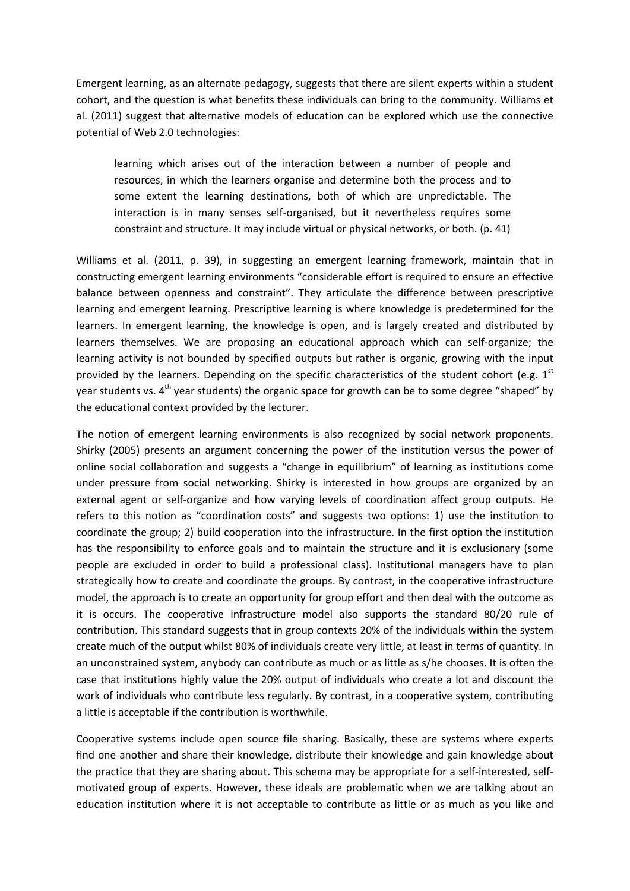Emergent learning, as an alternate pedagogy, suggests that there are silent experts within a student cohort, and the question is what benefits these individuals can bring to the community. Williams et al. (2011) suggest that alternative models of education can be explored which use the connective potential of Web 2.0 technologies:

> learning which arises out of the interaction between a number of people and resources, in which the learners organise and determine both the process and to some extent the learning destinations, both of which are unpredictable. The interaction is in many senses self-organised, but it nevertheless requires some constraint and structure. It may include virtual or physical networks, or both. (p. 41)

Williams et al. (2011, p. 39), in suggesting an emergent learning framework, maintain that in constructing emergent learning environments "considerable effort is required to ensure an effective balance between openness and constraint". They articulate the difference between prescriptive learning and emergent learning. Prescriptive learning is where knowledge is predetermined for the learners. In emergent learning, the knowledge is open, and is largely created and distributed by learners themselves. We are proposing an educational approach which can self-organize; the learning activity is not bounded by specified outputs but rather is organic, growing with the input provided by the learners. Depending on the specific characteristics of the student cohort (e.g. 1st year students vs. 4th year students) the organic space for growth can be to some degree "shaped" by the educational context provided by the lecturer.

The notion of emergent learning environments is also recognized by social network proponents. Shirky (2005) presents an argument concerning the power of the institution versus the power of online social collaboration and suggests a "change in equilibrium" of learning as institutions come under pressure from social networking. Shirky is interested in how groups are organized by an external agent or self-organize and how varying levels of coordination affect group outputs. He refers to this notion as "coordination costs" and suggests two options: 1) use the institution to coordinate the group; 2) build cooperation into the infrastructure. In the first option the institution has the responsibility to enforce goals and to maintain the structure and it is exclusionary (some people are excluded in order to build a professional class). Institutional managers have to plan strategically how to create and coordinate the groups. By contrast, in the cooperative infrastructure model, the approach is to create an opportunity for group effort and then deal with the outcome as it is occurs. The cooperative infrastructure model also supports the standard 80/20 rule of contribution. This standard suggests that in group contexts 20% of the individuals within the system create much of the output whilst 80% of individuals create very little, at least in terms of quantity. In an unconstrained system, anybody can contribute as much or as little as s/he chooses. It is often the case that institutions highly value the 20% output of individuals who create a lot and discount the work of individuals who contribute less regularly. By contrast, in a cooperative system, contributing a little is acceptable if the contribution is worthwhile.

Cooperative systems include open source file sharing. Basically, these are systems where experts find one another and share their knowledge, distribute their knowledge and gain knowledge about the practice that they are sharing about. This schema may be appropriate for a self-interested, self-motivated group of experts. However, these ideals are problematic when we are talking about an education institution where it is not acceptable to contribute as little or as much as you like and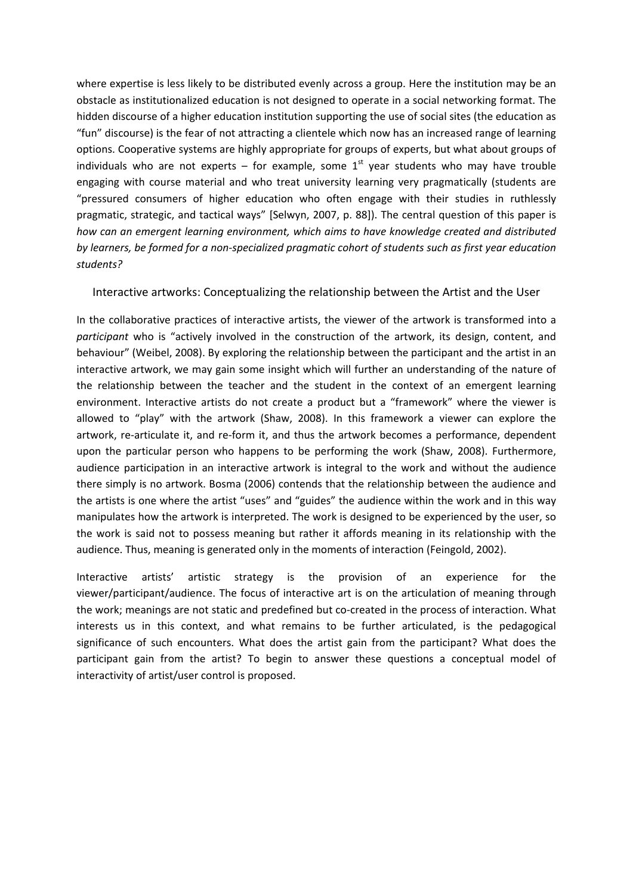where expertise is less likely to be distributed evenly across a group. Here the institution may be an obstacle as institutionalized education is not designed to operate in a social networking format. The hidden discourse of a higher education institution supporting the use of social sites (the education as "fun" discourse) is the fear of not attracting a clientele which now has an increased range of learning options. Cooperative systems are highly appropriate for groups of experts, but what about groups of individuals who are not experts – for example, some 1st year students who may have trouble engaging with course material and who treat university learning very pragmatically (students are "pressured consumers of higher education who often engage with their studies in ruthlessly pragmatic, strategic, and tactical ways" [Selwyn, 2007, p. 88]). The central question of this paper is *how can an emergent learning environment, which aims to have knowledge created and distributed by learners, be formed for a non-specialized pragmatic cohort of students such as first year education students?*

## Interactive artworks: Conceptualizing the relationship between the Artist and the User

In the collaborative practices of interactive artists, the viewer of the artwork is transformed into a *participant* who is "actively involved in the construction of the artwork, its design, content, and behaviour" (Weibel, 2008). By exploring the relationship between the participant and the artist in an interactive artwork, we may gain some insight which will further an understanding of the nature of the relationship between the teacher and the student in the context of an emergent learning environment. Interactive artists do not create a product but a "framework" where the viewer is allowed to "play" with the artwork (Shaw, 2008). In this framework a viewer can explore the artwork, re-articulate it, and re-form it, and thus the artwork becomes a performance, dependent upon the particular person who happens to be performing the work (Shaw, 2008). Furthermore, audience participation in an interactive artwork is integral to the work and without the audience there simply is no artwork. Bosma (2006) contends that the relationship between the audience and the artists is one where the artist "uses" and "guides" the audience within the work and in this way manipulates how the artwork is interpreted. The work is designed to be experienced by the user, so the work is said not to possess meaning but rather it affords meaning in its relationship with the audience. Thus, meaning is generated only in the moments of interaction (Feingold, 2002).

Interactive artists' artistic strategy is the provision of an experience for the viewer/participant/audience. The focus of interactive art is on the articulation of meaning through the work; meanings are not static and predefined but co-created in the process of interaction. What interests us in this context, and what remains to be further articulated, is the pedagogical significance of such encounters. What does the artist gain from the participant? What does the participant gain from the artist? To begin to answer these questions a conceptual model of interactivity of artist/user control is proposed.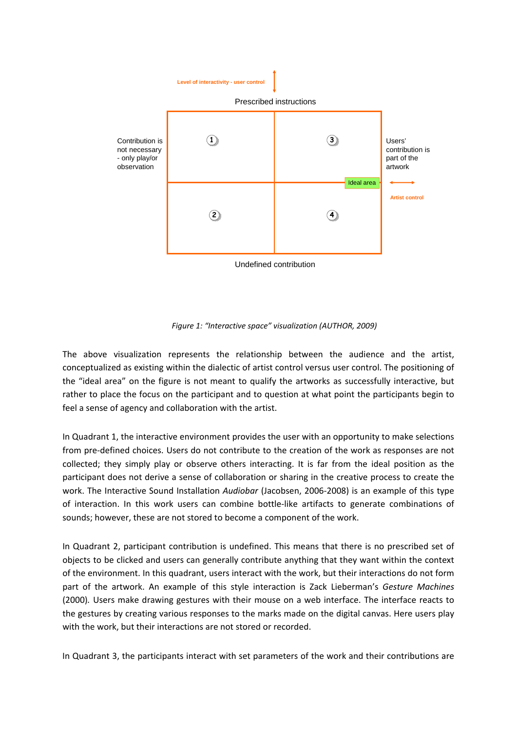Level of interactivity - user control

Prescribed instructions

Contribution is not necessary - only play/or observation

Users' contribution is part of the artwork

1 | 3
2 | 4

Ideal area

Artist control

Undefined contribution

*Figure 1: "Interactive space" visualization (AUTHOR, 2009)*

The above visualization represents the relationship between the audience and the artist, conceptualized as existing within the dialectic of artist control versus user control. The positioning of the "ideal area" on the figure is not meant to qualify the artworks as successfully interactive, but rather to place the focus on the participant and to question at what point the participants begin to feel a sense of agency and collaboration with the artist.

In Quadrant 1, the interactive environment provides the user with an opportunity to make selections from pre-defined choices. Users do not contribute to the creation of the work as responses are not collected; they simply play or observe others interacting. It is far from the ideal position as the participant does not derive a sense of collaboration or sharing in the creative process to create the work. The Interactive Sound Installation *Audiobar* (Jacobsen, 2006-2008) is an example of this type of interaction. In this work users can combine bottle-like artifacts to generate combinations of sounds; however, these are not stored to become a component of the work.

In Quadrant 2, participant contribution is undefined. This means that there is no prescribed set of objects to be clicked and users can generally contribute anything that they want within the context of the environment. In this quadrant, users interact with the work, but their interactions do not form part of the artwork. An example of this style interaction is Zack Lieberman's *Gesture Machines* (2000). Users make drawing gestures with their mouse on a web interface. The interface reacts to the gestures by creating various responses to the marks made on the digital canvas. Here users play with the work, but their interactions are not stored or recorded.

In Quadrant 3, the participants interact with set parameters of the work and their contributions are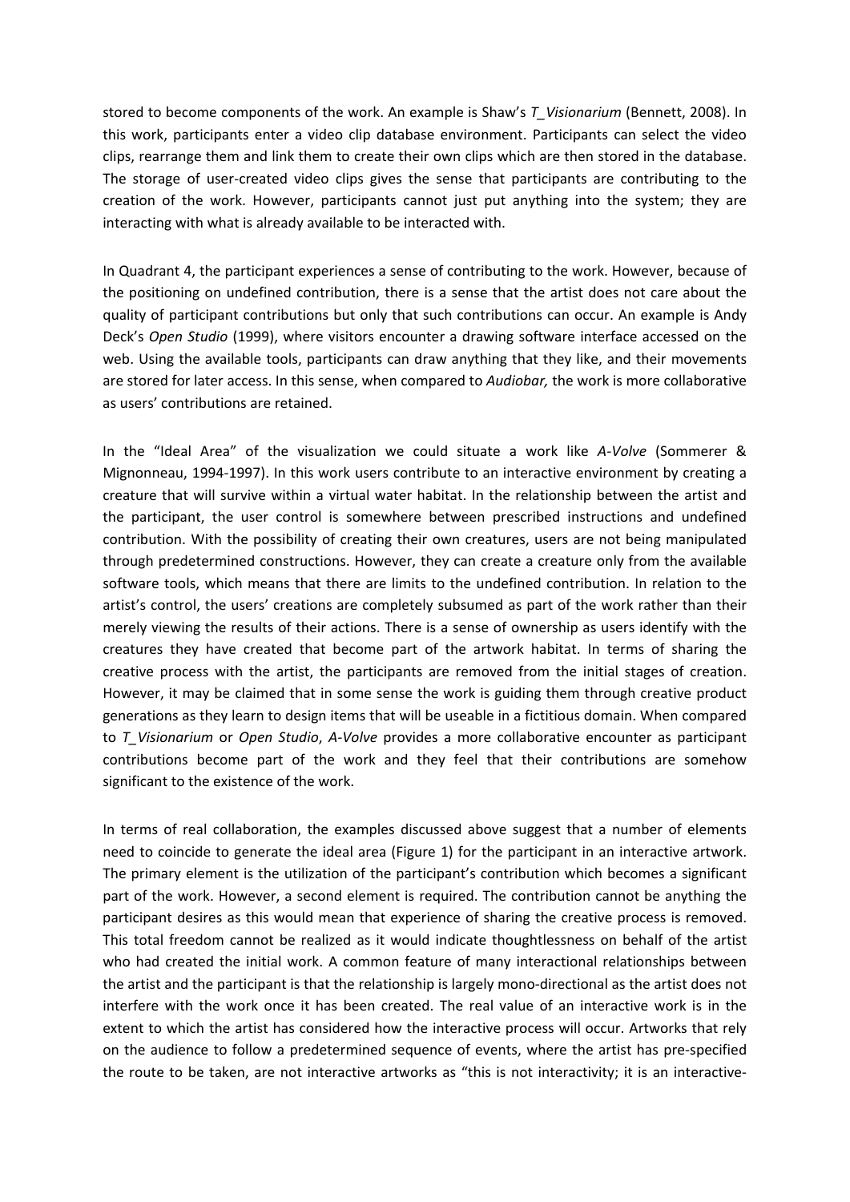stored to become components of the work. An example is Shaw's *T_Visionarium* (Bennett, 2008). In this work, participants enter a video clip database environment. Participants can select the video clips, rearrange them and link them to create their own clips which are then stored in the database. The storage of user-created video clips gives the sense that participants are contributing to the creation of the work. However, participants cannot just put anything into the system; they are interacting with what is already available to be interacted with.

In Quadrant 4, the participant experiences a sense of contributing to the work. However, because of the positioning on undefined contribution, there is a sense that the artist does not care about the quality of participant contributions but only that such contributions can occur. An example is Andy Deck's *Open Studio* (1999), where visitors encounter a drawing software interface accessed on the web. Using the available tools, participants can draw anything that they like, and their movements are stored for later access. In this sense, when compared to *Audiobar,* the work is more collaborative as users' contributions are retained.

In the "Ideal Area" of the visualization we could situate a work like *A-Volve* (Sommerer & Mignonneau, 1994-1997). In this work users contribute to an interactive environment by creating a creature that will survive within a virtual water habitat. In the relationship between the artist and the participant, the user control is somewhere between prescribed instructions and undefined contribution. With the possibility of creating their own creatures, users are not being manipulated through predetermined constructions. However, they can create a creature only from the available software tools, which means that there are limits to the undefined contribution. In relation to the artist's control, the users' creations are completely subsumed as part of the work rather than their merely viewing the results of their actions. There is a sense of ownership as users identify with the creatures they have created that become part of the artwork habitat. In terms of sharing the creative process with the artist, the participants are removed from the initial stages of creation. However, it may be claimed that in some sense the work is guiding them through creative product generations as they learn to design items that will be useable in a fictitious domain. When compared to *T_Visionarium* or *Open Studio*, *A-Volve* provides a more collaborative encounter as participant contributions become part of the work and they feel that their contributions are somehow significant to the existence of the work.

In terms of real collaboration, the examples discussed above suggest that a number of elements need to coincide to generate the ideal area (Figure 1) for the participant in an interactive artwork. The primary element is the utilization of the participant's contribution which becomes a significant part of the work. However, a second element is required. The contribution cannot be anything the participant desires as this would mean that experience of sharing the creative process is removed. This total freedom cannot be realized as it would indicate thoughtlessness on behalf of the artist who had created the initial work. A common feature of many interactional relationships between the artist and the participant is that the relationship is largely mono-directional as the artist does not interfere with the work once it has been created. The real value of an interactive work is in the extent to which the artist has considered how the interactive process will occur. Artworks that rely on the audience to follow a predetermined sequence of events, where the artist has pre-specified the route to be taken, are not interactive artworks as "this is not interactivity; it is an interactive-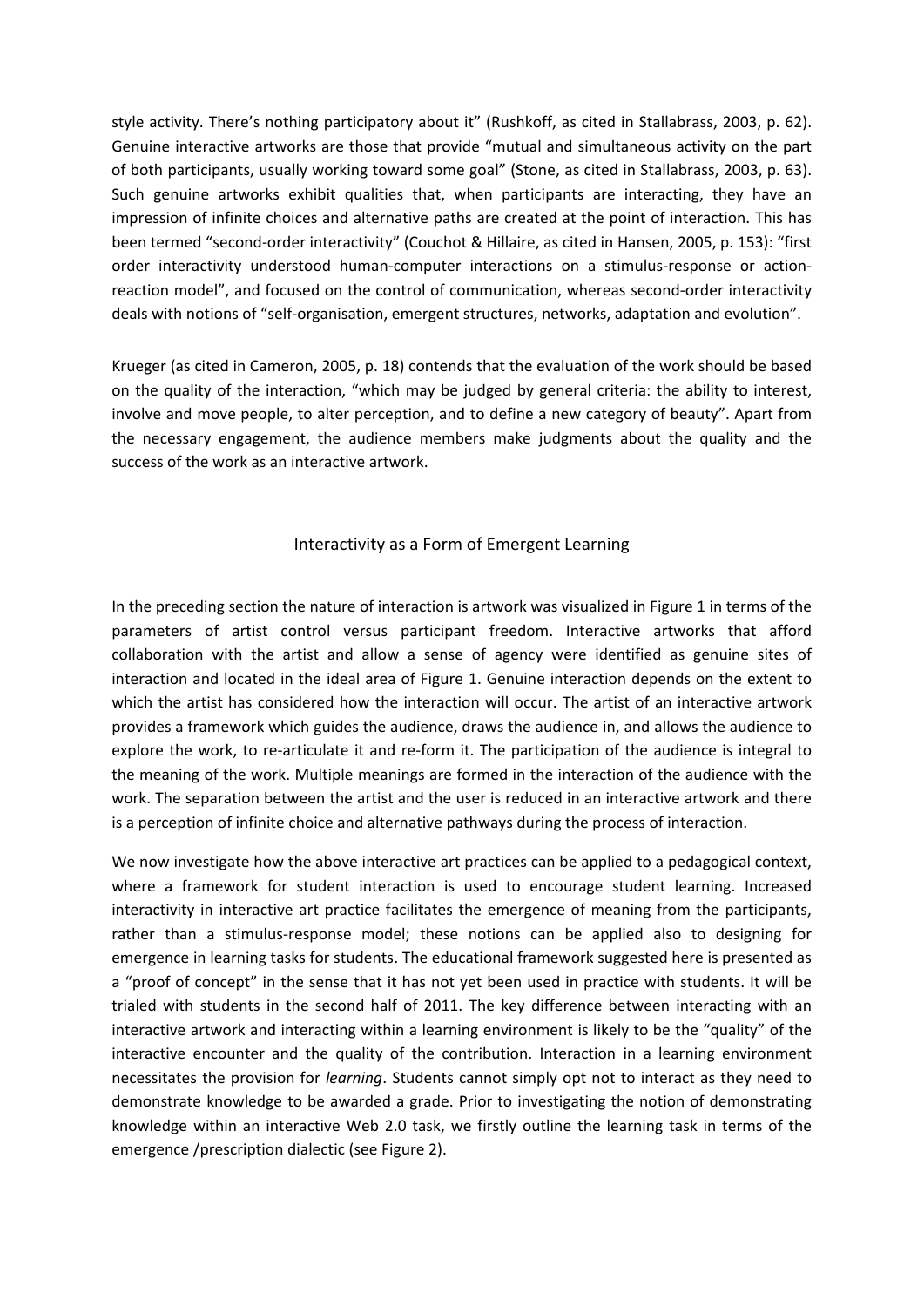style activity. There's nothing participatory about it" (Rushkoff, as cited in Stallabrass, 2003, p. 62). Genuine interactive artworks are those that provide "mutual and simultaneous activity on the part of both participants, usually working toward some goal" (Stone, as cited in Stallabrass, 2003, p. 63). Such genuine artworks exhibit qualities that, when participants are interacting, they have an impression of infinite choices and alternative paths are created at the point of interaction. This has been termed "second-order interactivity" (Couchot & Hillaire, as cited in Hansen, 2005, p. 153): "first order interactivity understood human-computer interactions on a stimulus-response or action-reaction model", and focused on the control of communication, whereas second-order interactivity deals with notions of "self-organisation, emergent structures, networks, adaptation and evolution".

Krueger (as cited in Cameron, 2005, p. 18) contends that the evaluation of the work should be based on the quality of the interaction, "which may be judged by general criteria: the ability to interest, involve and move people, to alter perception, and to define a new category of beauty". Apart from the necessary engagement, the audience members make judgments about the quality and the success of the work as an interactive artwork.

## Interactivity as a Form of Emergent Learning

In the preceding section the nature of interaction is artwork was visualized in Figure 1 in terms of the parameters of artist control versus participant freedom. Interactive artworks that afford collaboration with the artist and allow a sense of agency were identified as genuine sites of interaction and located in the ideal area of Figure 1. Genuine interaction depends on the extent to which the artist has considered how the interaction will occur. The artist of an interactive artwork provides a framework which guides the audience, draws the audience in, and allows the audience to explore the work, to re-articulate it and re-form it. The participation of the audience is integral to the meaning of the work. Multiple meanings are formed in the interaction of the audience with the work. The separation between the artist and the user is reduced in an interactive artwork and there is a perception of infinite choice and alternative pathways during the process of interaction.

We now investigate how the above interactive art practices can be applied to a pedagogical context, where a framework for student interaction is used to encourage student learning. Increased interactivity in interactive art practice facilitates the emergence of meaning from the participants, rather than a stimulus-response model; these notions can be applied also to designing for emergence in learning tasks for students. The educational framework suggested here is presented as a "proof of concept" in the sense that it has not yet been used in practice with students. It will be trialed with students in the second half of 2011. The key difference between interacting with an interactive artwork and interacting within a learning environment is likely to be the "quality" of the interactive encounter and the quality of the contribution. Interaction in a learning environment necessitates the provision for *learning*. Students cannot simply opt not to interact as they need to demonstrate knowledge to be awarded a grade. Prior to investigating the notion of demonstrating knowledge within an interactive Web 2.0 task, we firstly outline the learning task in terms of the emergence /prescription dialectic (see Figure 2).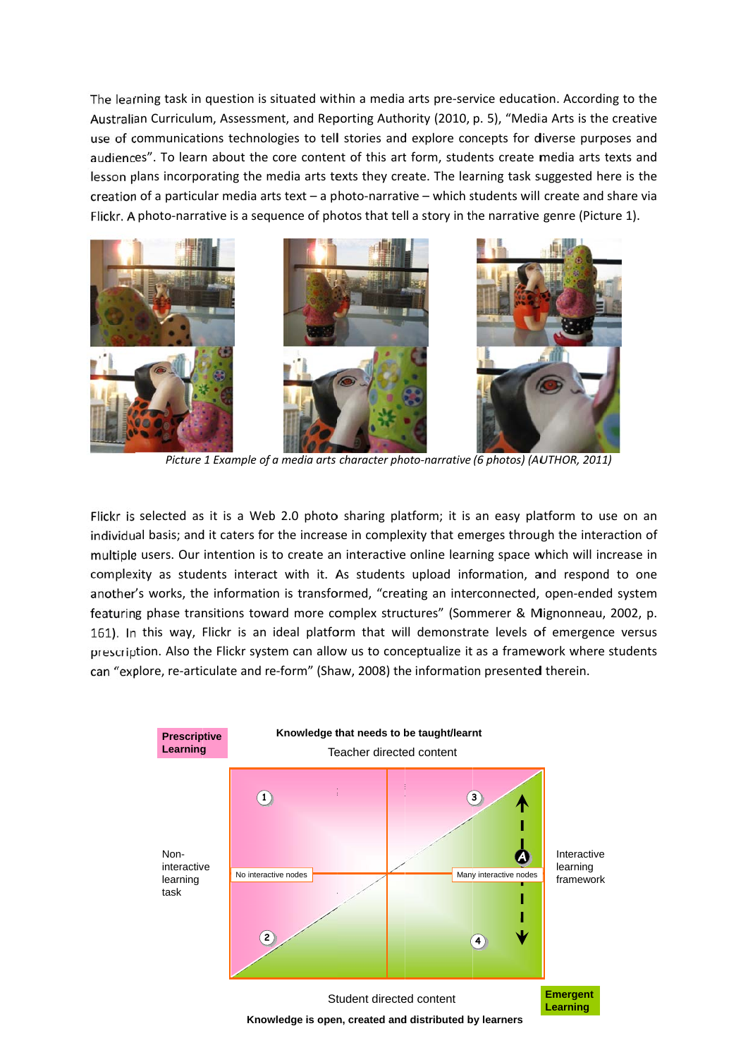The learning task in question is situated within a media arts pre-service education. According to the Australian Curriculum, Assessment, and Reporting Authority (2010, p. 5), "Media Arts is the creative use of communications technologies to tell stories and explore concepts for diverse purposes and audiences". To learn about the core content of this art form, students create media arts texts and lesson plans incorporating the media arts texts they create. The learning task suggested here is the creation of a particular media arts text – a photo-narrative – which students will create and share via Flickr. A photo-narrative is a sequence of photos that tell a story in the narrative genre (Picture 1).

*Picture 1 Example of a media arts character photo-narrative (6 photos) (AUTHOR, 2011)*

Flickr is selected as it is a Web 2.0 photo sharing platform; it is an easy platform to use on an individual basis; and it caters for the increase in complexity that emerges through the interaction of multiple users. Our intention is to create an interactive online learning space which will increase in complexity as students interact with it. As students upload information, and respond to one another's works, the information is transformed, "creating an interconnected, open-ended system featuring phase transitions toward more complex structures" (Sommerer & Mignonneau, 2002, p. 161). In this way, Flickr is an ideal platform that will demonstrate levels of emergence versus prescription. Also the Flickr system can allow us to conceptualize it as a framework where students can "explore, re-articulate and re-form" (Shaw, 2008) the information presented therein.

**Prescriptive Learning**

**Knowledge that needs to be taught/learnt**

Teacher directed content

Non-interactive learning task

Interactive learning framework

No interactive nodes

Many interactive nodes

1 2 3 4 A

Student directed content

**Emergent Learning**

**Knowledge is open, created and distributed by learners**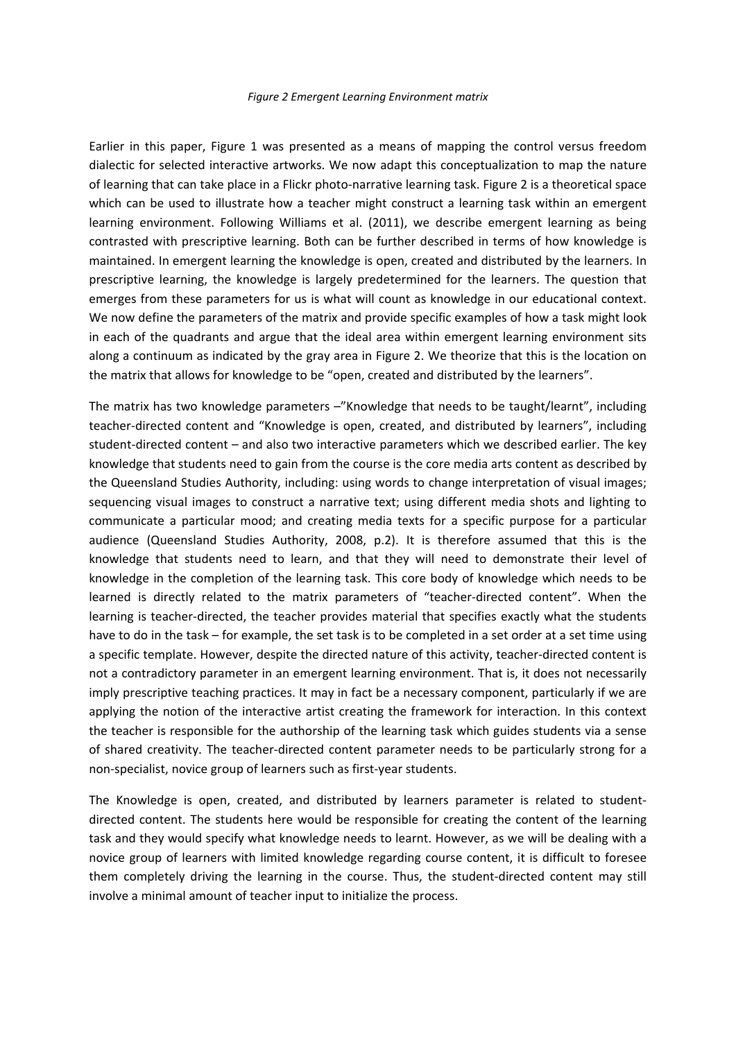*Figure 2 Emergent Learning Environment matrix*

Earlier in this paper, Figure 1 was presented as a means of mapping the control versus freedom dialectic for selected interactive artworks. We now adapt this conceptualization to map the nature of learning that can take place in a Flickr photo-narrative learning task. Figure 2 is a theoretical space which can be used to illustrate how a teacher might construct a learning task within an emergent learning environment. Following Williams et al. (2011), we describe emergent learning as being contrasted with prescriptive learning. Both can be further described in terms of how knowledge is maintained. In emergent learning the knowledge is open, created and distributed by the learners. In prescriptive learning, the knowledge is largely predetermined for the learners. The question that emerges from these parameters for us is what will count as knowledge in our educational context. We now define the parameters of the matrix and provide specific examples of how a task might look in each of the quadrants and argue that the ideal area within emergent learning environment sits along a continuum as indicated by the gray area in Figure 2. We theorize that this is the location on the matrix that allows for knowledge to be "open, created and distributed by the learners".

The matrix has two knowledge parameters –"Knowledge that needs to be taught/learnt", including teacher-directed content and "Knowledge is open, created, and distributed by learners", including student-directed content – and also two interactive parameters which we described earlier. The key knowledge that students need to gain from the course is the core media arts content as described by the Queensland Studies Authority, including: using words to change interpretation of visual images; sequencing visual images to construct a narrative text; using different media shots and lighting to communicate a particular mood; and creating media texts for a specific purpose for a particular audience (Queensland Studies Authority, 2008, p.2). It is therefore assumed that this is the knowledge that students need to learn, and that they will need to demonstrate their level of knowledge in the completion of the learning task. This core body of knowledge which needs to be learned is directly related to the matrix parameters of "teacher-directed content". When the learning is teacher-directed, the teacher provides material that specifies exactly what the students have to do in the task – for example, the set task is to be completed in a set order at a set time using a specific template. However, despite the directed nature of this activity, teacher-directed content is not a contradictory parameter in an emergent learning environment. That is, it does not necessarily imply prescriptive teaching practices. It may in fact be a necessary component, particularly if we are applying the notion of the interactive artist creating the framework for interaction. In this context the teacher is responsible for the authorship of the learning task which guides students via a sense of shared creativity. The teacher-directed content parameter needs to be particularly strong for a non-specialist, novice group of learners such as first-year students.

The Knowledge is open, created, and distributed by learners parameter is related to student-directed content. The students here would be responsible for creating the content of the learning task and they would specify what knowledge needs to learnt. However, as we will be dealing with a novice group of learners with limited knowledge regarding course content, it is difficult to foresee them completely driving the learning in the course. Thus, the student-directed content may still involve a minimal amount of teacher input to initialize the process.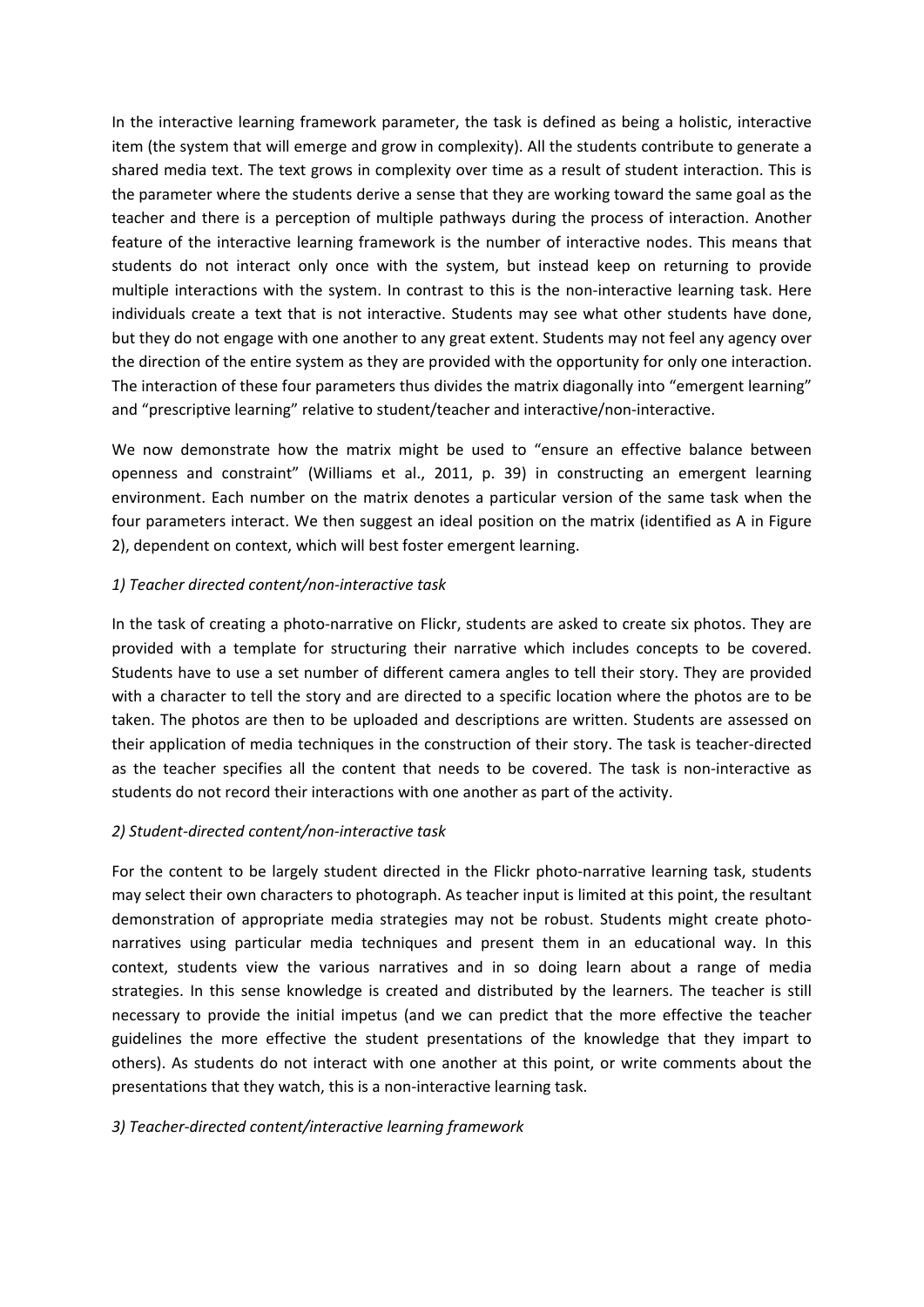In the interactive learning framework parameter, the task is defined as being a holistic, interactive item (the system that will emerge and grow in complexity). All the students contribute to generate a shared media text. The text grows in complexity over time as a result of student interaction. This is the parameter where the students derive a sense that they are working toward the same goal as the teacher and there is a perception of multiple pathways during the process of interaction. Another feature of the interactive learning framework is the number of interactive nodes. This means that students do not interact only once with the system, but instead keep on returning to provide multiple interactions with the system. In contrast to this is the non-interactive learning task. Here individuals create a text that is not interactive. Students may see what other students have done, but they do not engage with one another to any great extent. Students may not feel any agency over the direction of the entire system as they are provided with the opportunity for only one interaction. The interaction of these four parameters thus divides the matrix diagonally into "emergent learning" and "prescriptive learning" relative to student/teacher and interactive/non-interactive.

We now demonstrate how the matrix might be used to "ensure an effective balance between openness and constraint" (Williams et al., 2011, p. 39) in constructing an emergent learning environment. Each number on the matrix denotes a particular version of the same task when the four parameters interact. We then suggest an ideal position on the matrix (identified as A in Figure 2), dependent on context, which will best foster emergent learning.

*1) Teacher directed content/non-interactive task*

In the task of creating a photo-narrative on Flickr, students are asked to create six photos. They are provided with a template for structuring their narrative which includes concepts to be covered. Students have to use a set number of different camera angles to tell their story. They are provided with a character to tell the story and are directed to a specific location where the photos are to be taken. The photos are then to be uploaded and descriptions are written. Students are assessed on their application of media techniques in the construction of their story. The task is teacher-directed as the teacher specifies all the content that needs to be covered. The task is non-interactive as students do not record their interactions with one another as part of the activity.

*2) Student-directed content/non-interactive task*

For the content to be largely student directed in the Flickr photo-narrative learning task, students may select their own characters to photograph. As teacher input is limited at this point, the resultant demonstration of appropriate media strategies may not be robust. Students might create photo-narratives using particular media techniques and present them in an educational way. In this context, students view the various narratives and in so doing learn about a range of media strategies. In this sense knowledge is created and distributed by the learners. The teacher is still necessary to provide the initial impetus (and we can predict that the more effective the teacher guidelines the more effective the student presentations of the knowledge that they impart to others). As students do not interact with one another at this point, or write comments about the presentations that they watch, this is a non-interactive learning task.

*3) Teacher-directed content/interactive learning framework*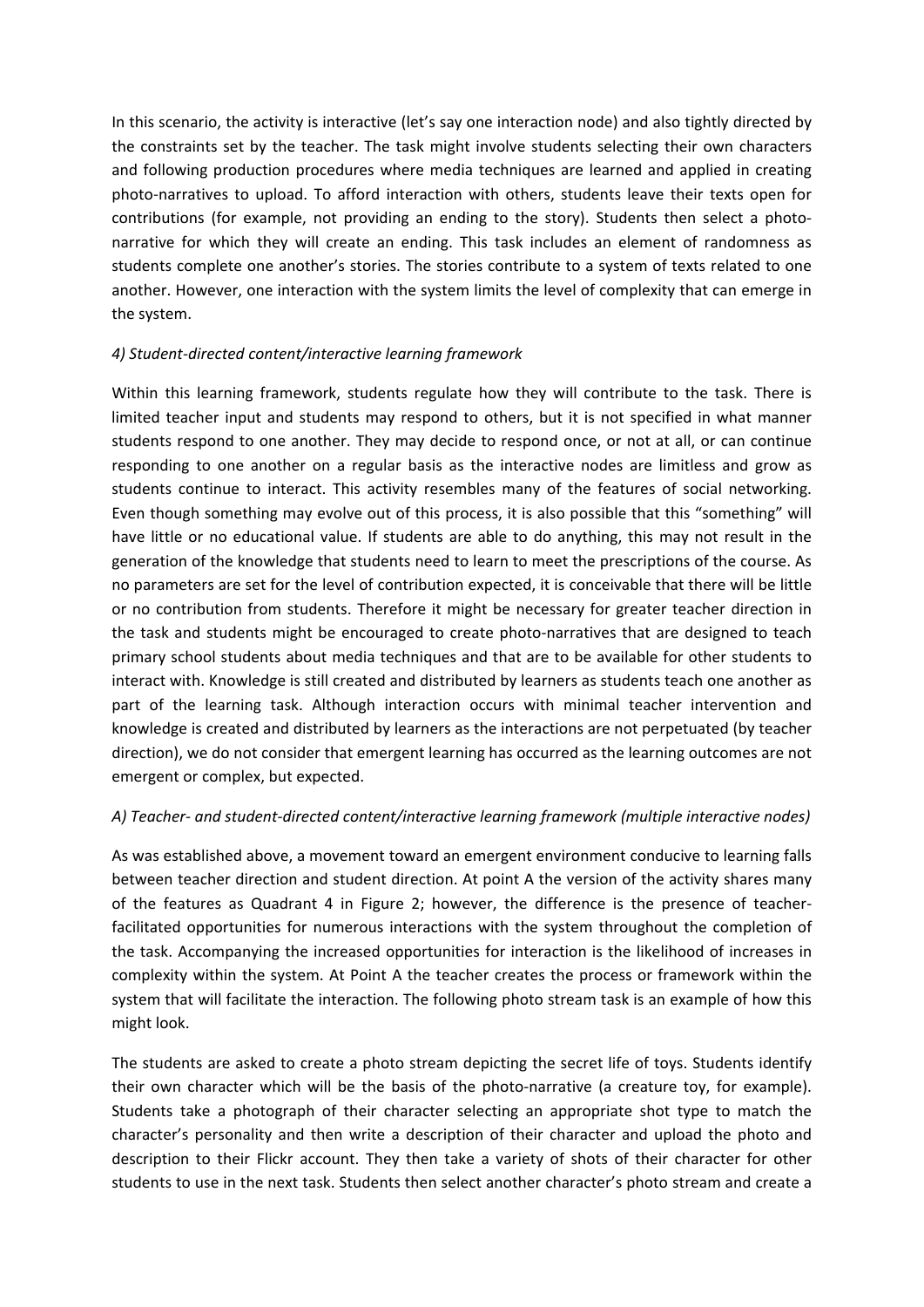In this scenario, the activity is interactive (let's say one interaction node) and also tightly directed by the constraints set by the teacher. The task might involve students selecting their own characters and following production procedures where media techniques are learned and applied in creating photo-narratives to upload. To afford interaction with others, students leave their texts open for contributions (for example, not providing an ending to the story). Students then select a photo-narrative for which they will create an ending. This task includes an element of randomness as students complete one another's stories. The stories contribute to a system of texts related to one another. However, one interaction with the system limits the level of complexity that can emerge in the system.

*4) Student-directed content/interactive learning framework*

Within this learning framework, students regulate how they will contribute to the task. There is limited teacher input and students may respond to others, but it is not specified in what manner students respond to one another. They may decide to respond once, or not at all, or can continue responding to one another on a regular basis as the interactive nodes are limitless and grow as students continue to interact. This activity resembles many of the features of social networking. Even though something may evolve out of this process, it is also possible that this "something" will have little or no educational value. If students are able to do anything, this may not result in the generation of the knowledge that students need to learn to meet the prescriptions of the course. As no parameters are set for the level of contribution expected, it is conceivable that there will be little or no contribution from students. Therefore it might be necessary for greater teacher direction in the task and students might be encouraged to create photo-narratives that are designed to teach primary school students about media techniques and that are to be available for other students to interact with. Knowledge is still created and distributed by learners as students teach one another as part of the learning task. Although interaction occurs with minimal teacher intervention and knowledge is created and distributed by learners as the interactions are not perpetuated (by teacher direction), we do not consider that emergent learning has occurred as the learning outcomes are not emergent or complex, but expected.

*A) Teacher- and student-directed content/interactive learning framework (multiple interactive nodes)*

As was established above, a movement toward an emergent environment conducive to learning falls between teacher direction and student direction. At point A the version of the activity shares many of the features as Quadrant 4 in Figure 2; however, the difference is the presence of teacher-facilitated opportunities for numerous interactions with the system throughout the completion of the task. Accompanying the increased opportunities for interaction is the likelihood of increases in complexity within the system. At Point A the teacher creates the process or framework within the system that will facilitate the interaction. The following photo stream task is an example of how this might look.

The students are asked to create a photo stream depicting the secret life of toys. Students identify their own character which will be the basis of the photo-narrative (a creature toy, for example). Students take a photograph of their character selecting an appropriate shot type to match the character's personality and then write a description of their character and upload the photo and description to their Flickr account. They then take a variety of shots of their character for other students to use in the next task. Students then select another character's photo stream and create a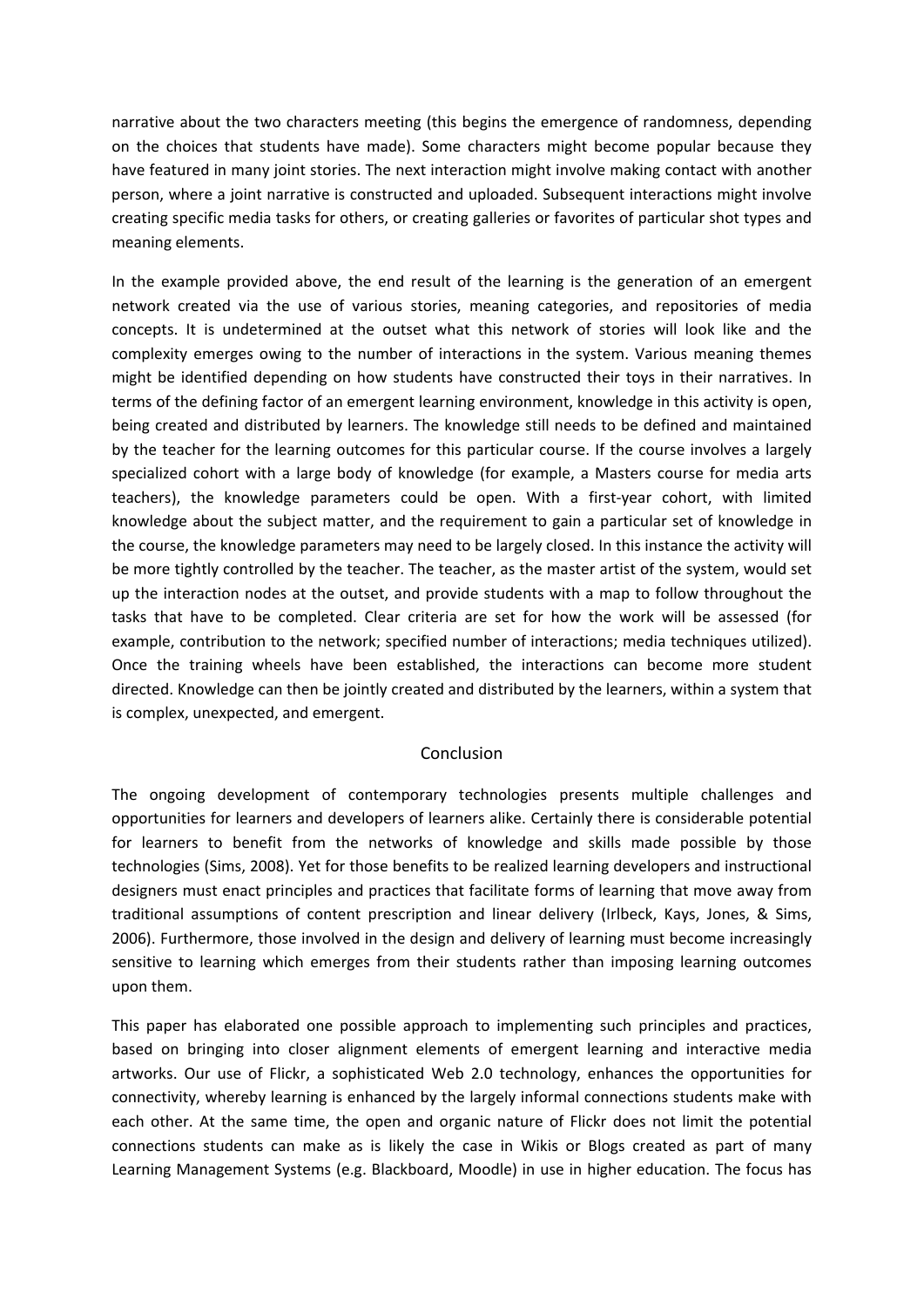narrative about the two characters meeting (this begins the emergence of randomness, depending on the choices that students have made). Some characters might become popular because they have featured in many joint stories. The next interaction might involve making contact with another person, where a joint narrative is constructed and uploaded. Subsequent interactions might involve creating specific media tasks for others, or creating galleries or favorites of particular shot types and meaning elements.

In the example provided above, the end result of the learning is the generation of an emergent network created via the use of various stories, meaning categories, and repositories of media concepts. It is undetermined at the outset what this network of stories will look like and the complexity emerges owing to the number of interactions in the system. Various meaning themes might be identified depending on how students have constructed their toys in their narratives. In terms of the defining factor of an emergent learning environment, knowledge in this activity is open, being created and distributed by learners. The knowledge still needs to be defined and maintained by the teacher for the learning outcomes for this particular course. If the course involves a largely specialized cohort with a large body of knowledge (for example, a Masters course for media arts teachers), the knowledge parameters could be open. With a first-year cohort, with limited knowledge about the subject matter, and the requirement to gain a particular set of knowledge in the course, the knowledge parameters may need to be largely closed. In this instance the activity will be more tightly controlled by the teacher. The teacher, as the master artist of the system, would set up the interaction nodes at the outset, and provide students with a map to follow throughout the tasks that have to be completed. Clear criteria are set for how the work will be assessed (for example, contribution to the network; specified number of interactions; media techniques utilized). Once the training wheels have been established, the interactions can become more student directed. Knowledge can then be jointly created and distributed by the learners, within a system that is complex, unexpected, and emergent.

## Conclusion

The ongoing development of contemporary technologies presents multiple challenges and opportunities for learners and developers of learners alike. Certainly there is considerable potential for learners to benefit from the networks of knowledge and skills made possible by those technologies (Sims, 2008). Yet for those benefits to be realized learning developers and instructional designers must enact principles and practices that facilitate forms of learning that move away from traditional assumptions of content prescription and linear delivery (Irlbeck, Kays, Jones, & Sims, 2006). Furthermore, those involved in the design and delivery of learning must become increasingly sensitive to learning which emerges from their students rather than imposing learning outcomes upon them.

This paper has elaborated one possible approach to implementing such principles and practices, based on bringing into closer alignment elements of emergent learning and interactive media artworks. Our use of Flickr, a sophisticated Web 2.0 technology, enhances the opportunities for connectivity, whereby learning is enhanced by the largely informal connections students make with each other. At the same time, the open and organic nature of Flickr does not limit the potential connections students can make as is likely the case in Wikis or Blogs created as part of many Learning Management Systems (e.g. Blackboard, Moodle) in use in higher education. The focus has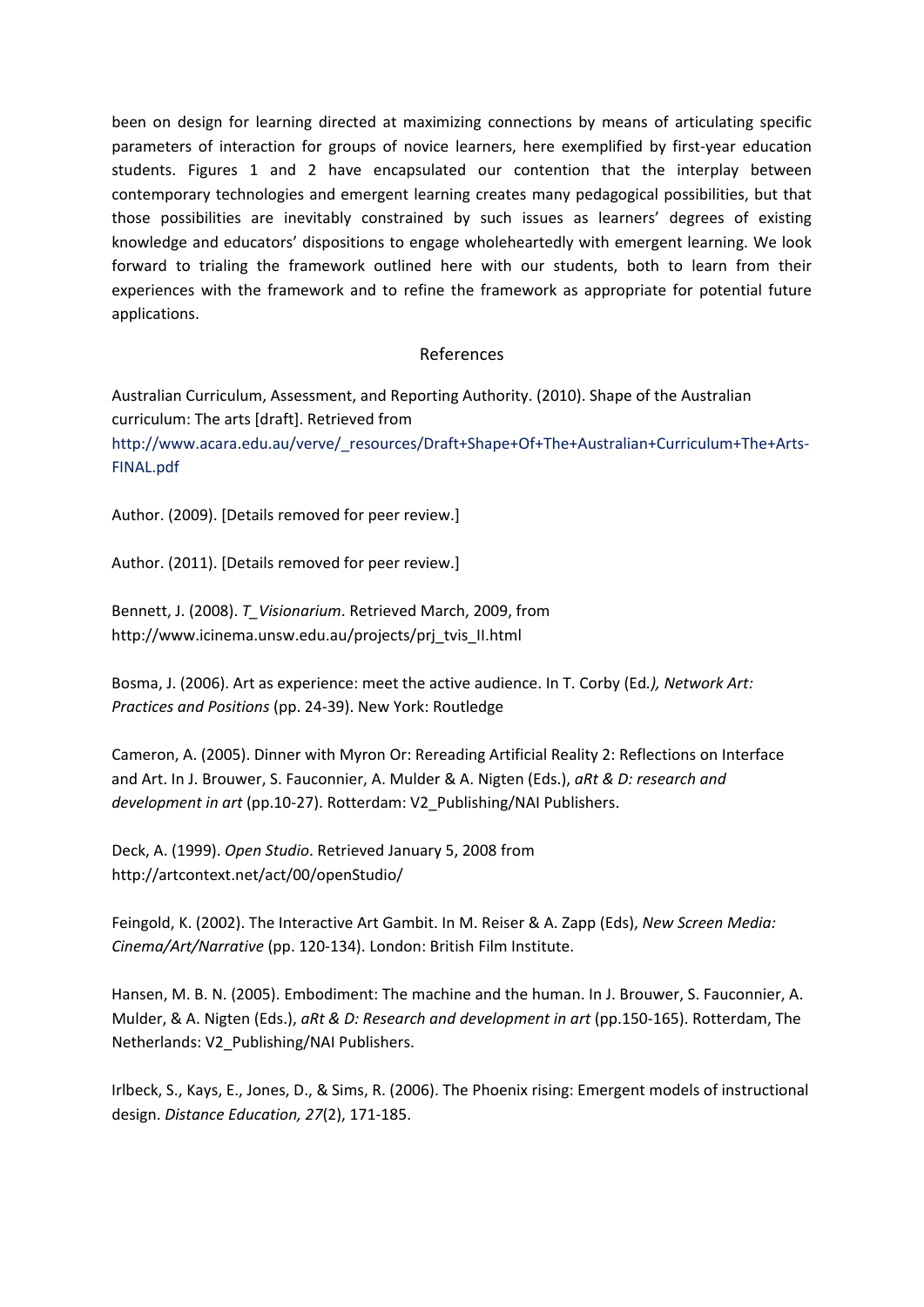been on design for learning directed at maximizing connections by means of articulating specific parameters of interaction for groups of novice learners, here exemplified by first-year education students. Figures 1 and 2 have encapsulated our contention that the interplay between contemporary technologies and emergent learning creates many pedagogical possibilities, but that those possibilities are inevitably constrained by such issues as learners' degrees of existing knowledge and educators' dispositions to engage wholeheartedly with emergent learning. We look forward to trialing the framework outlined here with our students, both to learn from their experiences with the framework and to refine the framework as appropriate for potential future applications.

## References

Australian Curriculum, Assessment, and Reporting Authority. (2010). Shape of the Australian curriculum: The arts [draft]. Retrieved from http://www.acara.edu.au/verve/_resources/Draft+Shape+Of+The+Australian+Curriculum+The+Arts-FINAL.pdf

Author. (2009). [Details removed for peer review.]

Author. (2011). [Details removed for peer review.]

Bennett, J. (2008). *T_Visionarium*. Retrieved March, 2009, from http://www.icinema.unsw.edu.au/projects/prj_tvis_II.html

Bosma, J. (2006). Art as experience: meet the active audience. In T. Corby (Ed*.), Network Art: Practices and Positions* (pp. 24-39). New York: Routledge

Cameron, A. (2005). Dinner with Myron Or: Rereading Artificial Reality 2: Reflections on Interface and Art. In J. Brouwer, S. Fauconnier, A. Mulder & A. Nigten (Eds.), *aRt & D: research and development in art* (pp.10-27). Rotterdam: V2_Publishing/NAI Publishers.

Deck, A. (1999). *Open Studio*. Retrieved January 5, 2008 from http://artcontext.net/act/00/openStudio/

Feingold, K. (2002). The Interactive Art Gambit. In M. Reiser & A. Zapp (Eds), *New Screen Media: Cinema/Art/Narrative* (pp. 120-134). London: British Film Institute.

Hansen, M. B. N. (2005). Embodiment: The machine and the human. In J. Brouwer, S. Fauconnier, A. Mulder, & A. Nigten (Eds.), *aRt & D: Research and development in art* (pp.150-165). Rotterdam, The Netherlands: V2_Publishing/NAI Publishers.

Irlbeck, S., Kays, E., Jones, D., & Sims, R. (2006). The Phoenix rising: Emergent models of instructional design. *Distance Education, 27*(2), 171-185.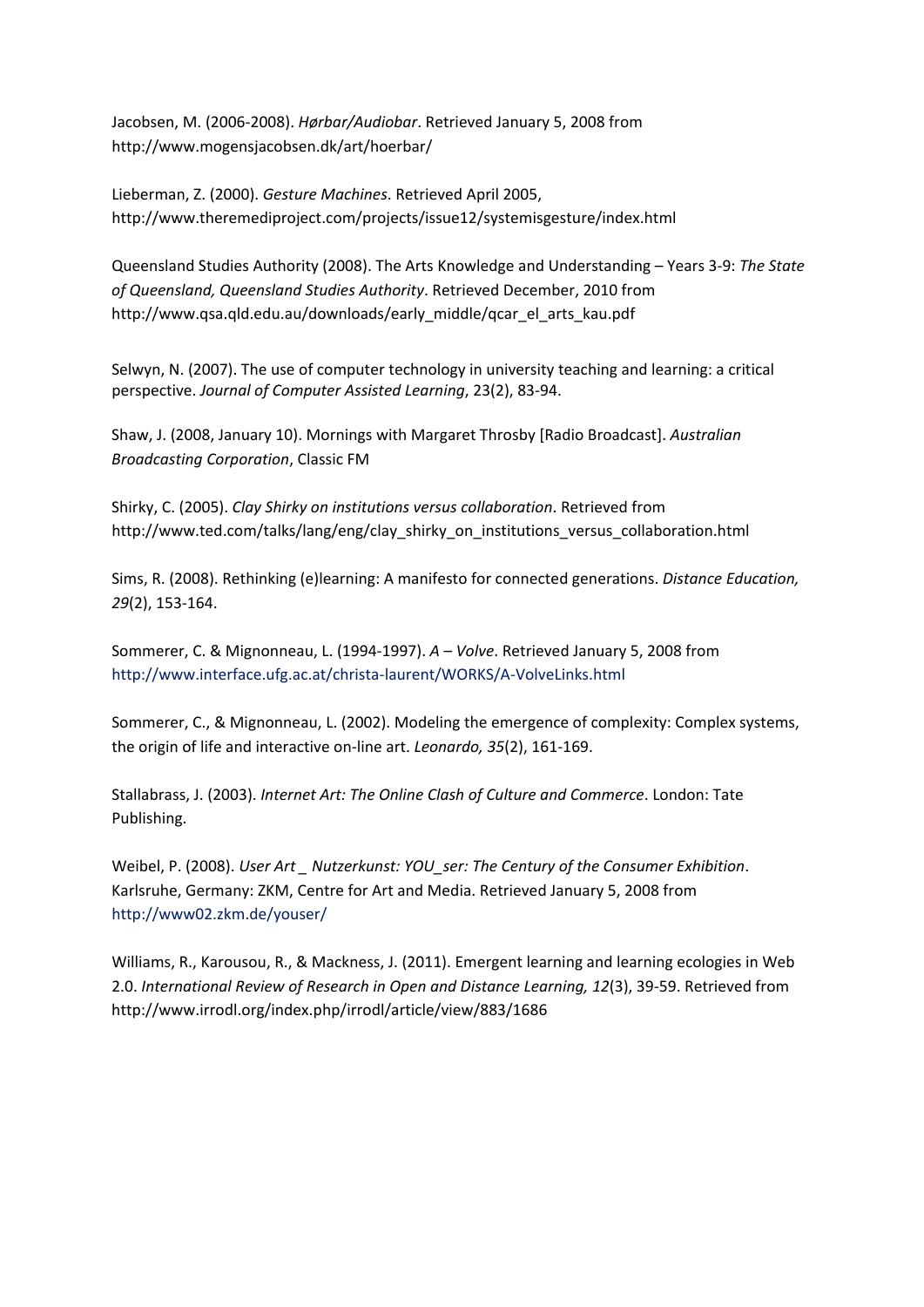Jacobsen, M. (2006-2008). *Hørbar/Audiobar*. Retrieved January 5, 2008 from http://www.mogensjacobsen.dk/art/hoerbar/

Lieberman, Z. (2000). *Gesture Machines*. Retrieved April 2005, http://www.theremediproject.com/projects/issue12/systemisgesture/index.html

Queensland Studies Authority (2008). The Arts Knowledge and Understanding – Years 3-9: *The State of Queensland, Queensland Studies Authority*. Retrieved December, 2010 from http://www.qsa.qld.edu.au/downloads/early_middle/qcar_el_arts_kau.pdf

Selwyn, N. (2007). The use of computer technology in university teaching and learning: a critical perspective. *Journal of Computer Assisted Learning*, 23(2), 83-94.

Shaw, J. (2008, January 10). Mornings with Margaret Throsby [Radio Broadcast]. *Australian Broadcasting Corporation*, Classic FM

Shirky, C. (2005). *Clay Shirky on institutions versus collaboration*. Retrieved from http://www.ted.com/talks/lang/eng/clay_shirky_on_institutions_versus_collaboration.html

Sims, R. (2008). Rethinking (e)learning: A manifesto for connected generations. *Distance Education, 29*(2), 153-164.

Sommerer, C. & Mignonneau, L. (1994-1997). *A – Volve*. Retrieved January 5, 2008 from http://www.interface.ufg.ac.at/christa-laurent/WORKS/A-VolveLinks.html

Sommerer, C., & Mignonneau, L. (2002). Modeling the emergence of complexity: Complex systems, the origin of life and interactive on-line art. *Leonardo, 35*(2), 161-169.

Stallabrass, J. (2003). *Internet Art: The Online Clash of Culture and Commerce*. London: Tate Publishing.

Weibel, P. (2008). *User Art _ Nutzerkunst: YOU_ser: The Century of the Consumer Exhibition*. Karlsruhe, Germany: ZKM, Centre for Art and Media. Retrieved January 5, 2008 from http://www02.zkm.de/youser/

Williams, R., Karousou, R., & Mackness, J. (2011). Emergent learning and learning ecologies in Web 2.0. *International Review of Research in Open and Distance Learning, 12*(3), 39-59. Retrieved from http://www.irrodl.org/index.php/irrodl/article/view/883/1686